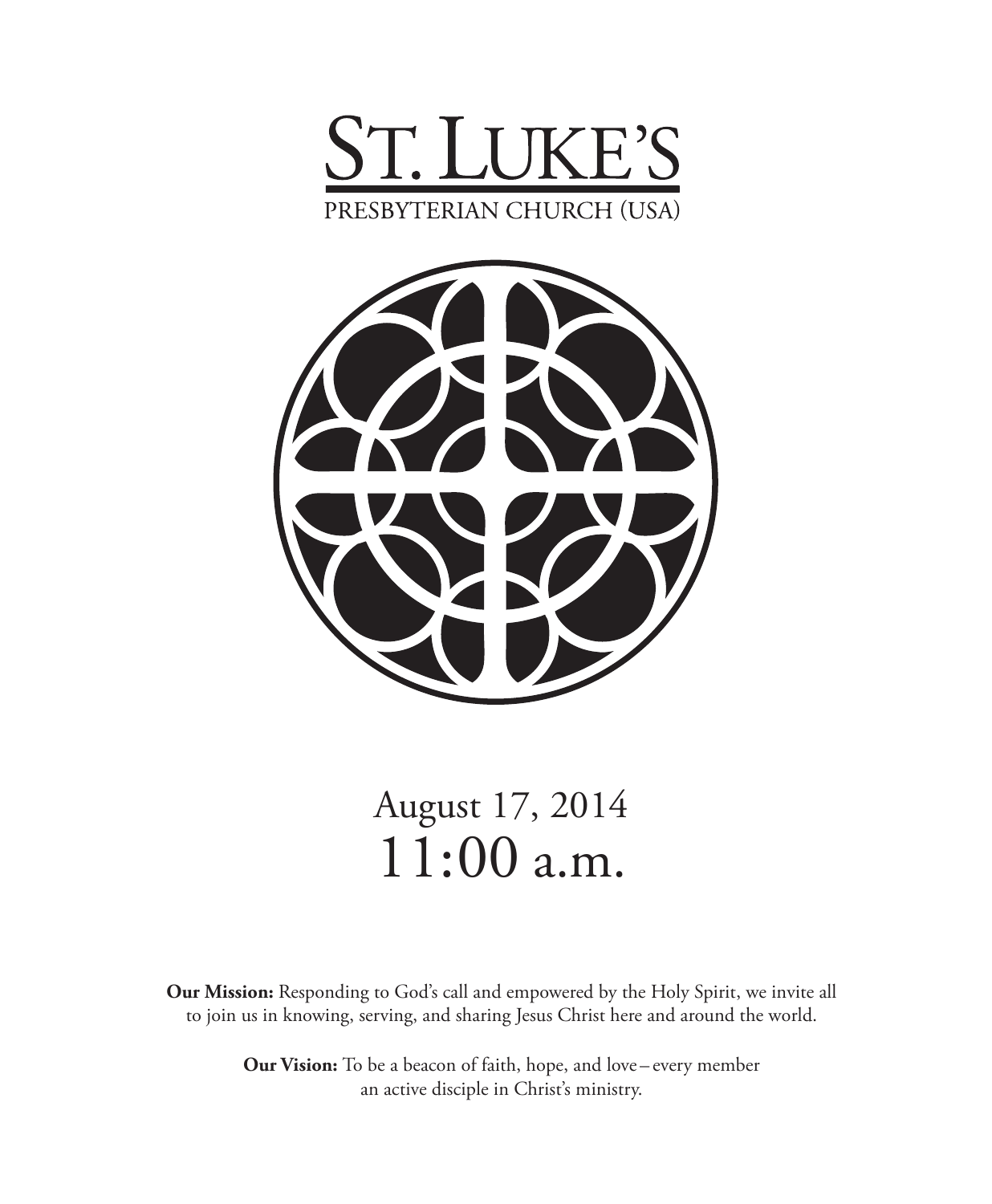# ST. LUKE'S

PRESBYTERIAN CHURCH (USA)

## August 17, 2014
## 11:00 a.m.

**Our Mission:** Responding to God's call and empowered by the Holy Spirit, we invite all to join us in knowing, serving, and sharing Jesus Christ here and around the world.

**Our Vision:** To be a beacon of faith, hope, and love – every member an active disciple in Christ's ministry.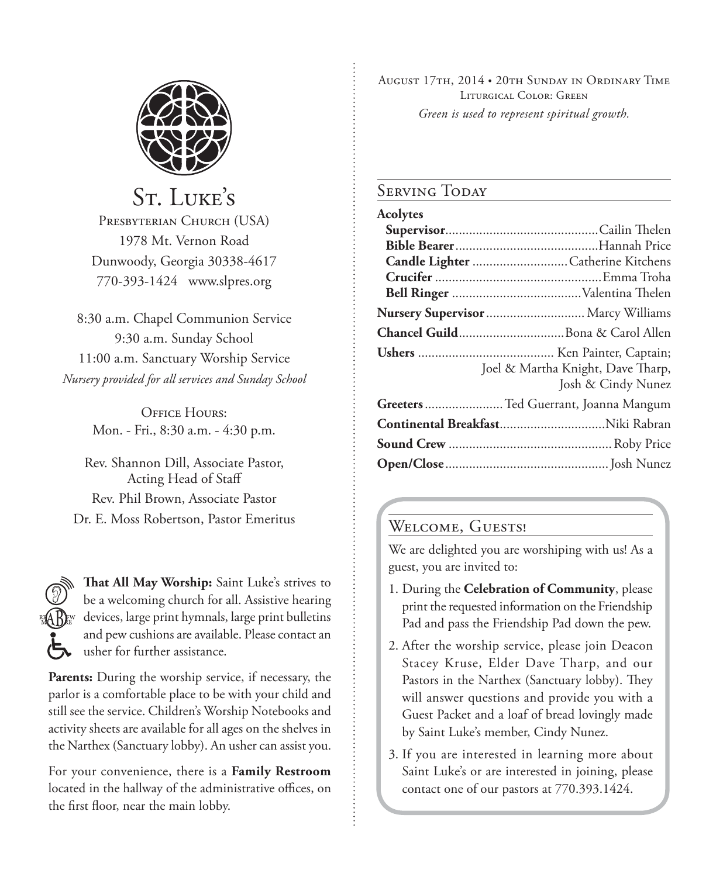# St. Luke's

Presbyterian Church (USA)
1978 Mt. Vernon Road
Dunwoody, Georgia 30338-4617
770-393-1424 www.slpres.org

8:30 a.m. Chapel Communion Service
9:30 a.m. Sunday School
11:00 a.m. Sanctuary Worship Service
*Nursery provided for all services and Sunday School*

Office Hours:
Mon. - Fri., 8:30 a.m. - 4:30 p.m.

Rev. Shannon Dill, Associate Pastor, Acting Head of Staff
Rev. Phil Brown, Associate Pastor
Dr. E. Moss Robertson, Pastor Emeritus

**That All May Worship:** Saint Luke's strives to be a welcoming church for all. Assistive hearing devices, large print hymnals, large print bulletins and pew cushions are available. Please contact an usher for further assistance.

**Parents:** During the worship service, if necessary, the parlor is a comfortable place to be with your child and still see the service. Children's Worship Notebooks and activity sheets are available for all ages on the shelves in the Narthex (Sanctuary lobby). An usher can assist you.

For your convenience, there is a **Family Restroom** located in the hallway of the administrative offices, on the first floor, near the main lobby.

August 17th, 2014 • 20th Sunday in Ordinary Time
Liturgical Color: Green
*Green is used to represent spiritual growth.*

## Serving Today

**Acolytes**
- **Supervisor** ........ Cailin Thelen
- **Bible Bearer** ........ Hannah Price
- **Candle Lighter** ........ Catherine Kitchens
- **Crucifer** ........ Emma Troha
- **Bell Ringer** ........ Valentina Thelen

**Nursery Supervisor** ........ Marcy Williams

**Chancel Guild** ........ Bona & Carol Allen

**Ushers** ........ Ken Painter, Captain; Joel & Martha Knight, Dave Tharp, Josh & Cindy Nunez

**Greeters** ........ Ted Guerrant, Joanna Mangum

**Continental Breakfast** ........ Niki Rabran

**Sound Crew** ........ Roby Price

**Open/Close** ........ Josh Nunez

## Welcome, Guests!

We are delighted you are worshiping with us! As a guest, you are invited to:

1. During the **Celebration of Community**, please print the requested information on the Friendship Pad and pass the Friendship Pad down the pew.
2. After the worship service, please join Deacon Stacey Kruse, Elder Dave Tharp, and our Pastors in the Narthex (Sanctuary lobby). They will answer questions and provide you with a Guest Packet and a loaf of bread lovingly made by Saint Luke's member, Cindy Nunez.
3. If you are interested in learning more about Saint Luke's or are interested in joining, please contact one of our pastors at 770.393.1424.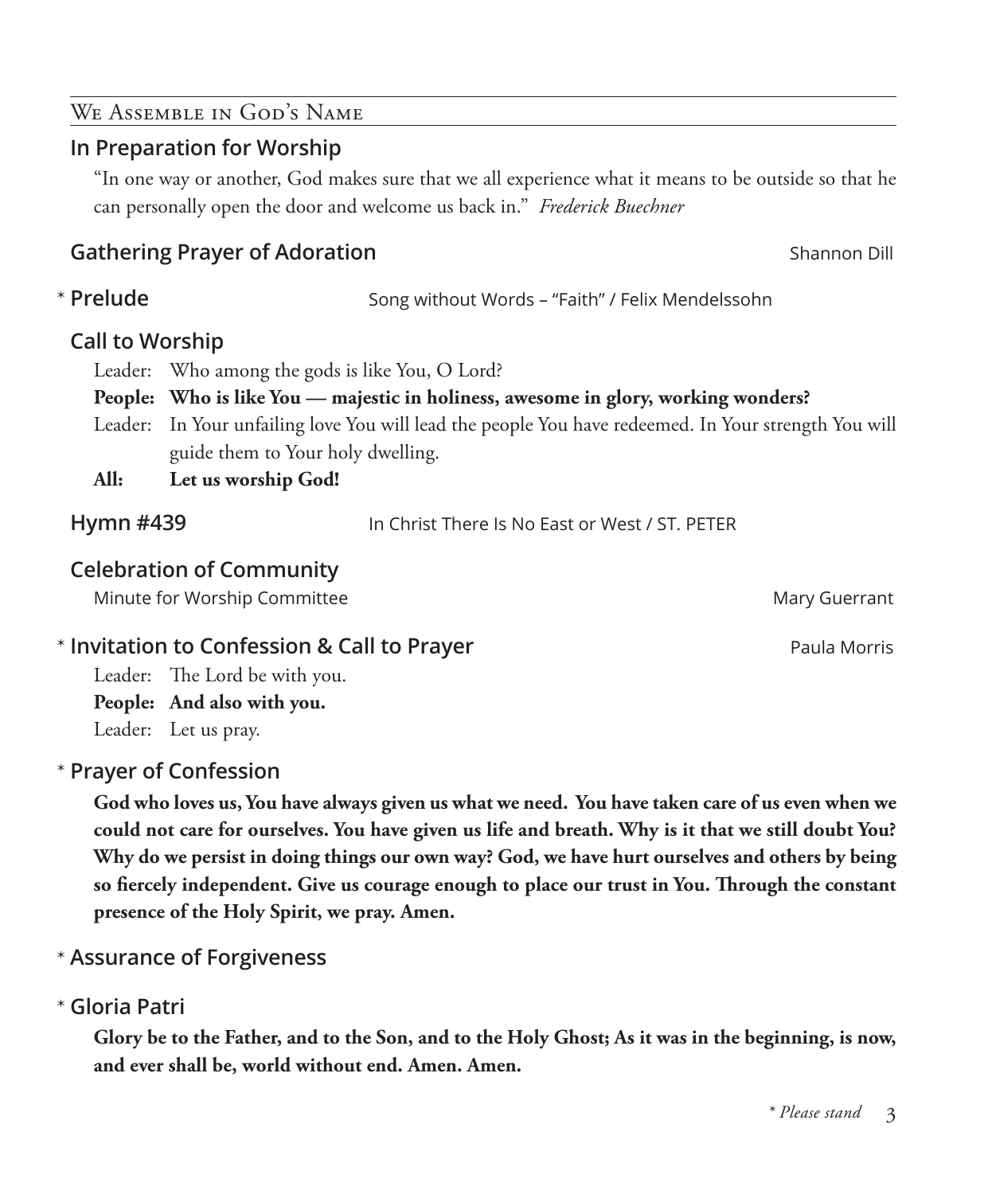## We Assemble in God's Name

### In Preparation for Worship

"In one way or another, God makes sure that we all experience what it means to be outside so that he can personally open the door and welcome us back in." *Frederick Buechner*

### Gathering Prayer of Adoration — Shannon Dill

### * Prelude — Song without Words – "Faith" / Felix Mendelssohn

### Call to Worship

Leader: Who among the gods is like You, O Lord?

**People: Who is like You — majestic in holiness, awesome in glory, working wonders?**

Leader: In Your unfailing love You will lead the people You have redeemed. In Your strength You will guide them to Your holy dwelling.

**All: Let us worship God!**

### Hymn #439 — In Christ There Is No East or West / ST. PETER

### Celebration of Community

Minute for Worship Committee — Mary Guerrant

### * Invitation to Confession & Call to Prayer — Paula Morris

Leader: The Lord be with you.

**People: And also with you.**

Leader: Let us pray.

### * Prayer of Confession

**God who loves us, You have always given us what we need. You have taken care of us even when we could not care for ourselves. You have given us life and breath. Why is it that we still doubt You? Why do we persist in doing things our own way? God, we have hurt ourselves and others by being so fiercely independent. Give us courage enough to place our trust in You. Through the constant presence of the Holy Spirit, we pray. Amen.**

### * Assurance of Forgiveness

### * Gloria Patri

**Glory be to the Father, and to the Son, and to the Holy Ghost; As it was in the beginning, is now, and ever shall be, world without end. Amen. Amen.**

*\* Please stand*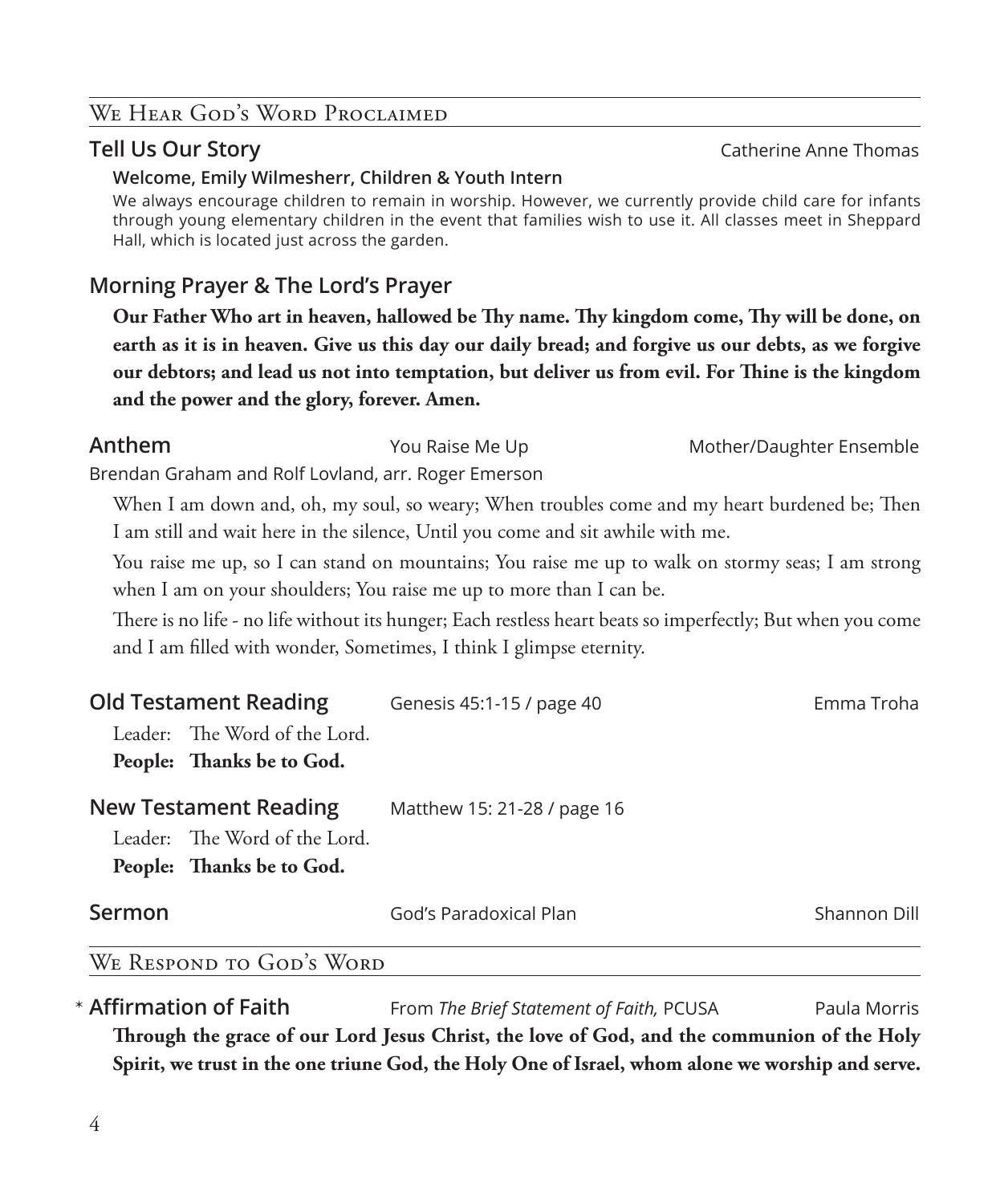## We Hear God's Word Proclaimed

### Tell Us Our Story

Catherine Anne Thomas

**Welcome, Emily Wilmesherr, Children & Youth Intern**

We always encourage children to remain in worship. However, we currently provide child care for infants through young elementary children in the event that families wish to use it. All classes meet in Sheppard Hall, which is located just across the garden.

### Morning Prayer & The Lord's Prayer

**Our Father Who art in heaven, hallowed be Thy name. Thy kingdom come, Thy will be done, on earth as it is in heaven. Give us this day our daily bread; and forgive us our debts, as we forgive our debtors; and lead us not into temptation, but deliver us from evil. For Thine is the kingdom and the power and the glory, forever. Amen.**

### Anthem

You Raise Me Up — Mother/Daughter Ensemble

Brendan Graham and Rolf Lovland, arr. Roger Emerson

When I am down and, oh, my soul, so weary; When troubles come and my heart burdened be; Then I am still and wait here in the silence, Until you come and sit awhile with me.

You raise me up, so I can stand on mountains; You raise me up to walk on stormy seas; I am strong when I am on your shoulders; You raise me up to more than I can be.

There is no life - no life without its hunger; Each restless heart beats so imperfectly; But when you come and I am filled with wonder, Sometimes, I think I glimpse eternity.

### Old Testament Reading

Genesis 45:1-15 / page 40 — Emma Troha

Leader: The Word of the Lord.
**People: Thanks be to God.**

### New Testament Reading

Matthew 15: 21-28 / page 16

Leader: The Word of the Lord.
**People: Thanks be to God.**

### Sermon

God's Paradoxical Plan — Shannon Dill

## We Respond to God's Word

### * Affirmation of Faith

From *The Brief Statement of Faith,* PCUSA — Paula Morris

**Through the grace of our Lord Jesus Christ, the love of God, and the communion of the Holy Spirit, we trust in the one triune God, the Holy One of Israel, whom alone we worship and serve.**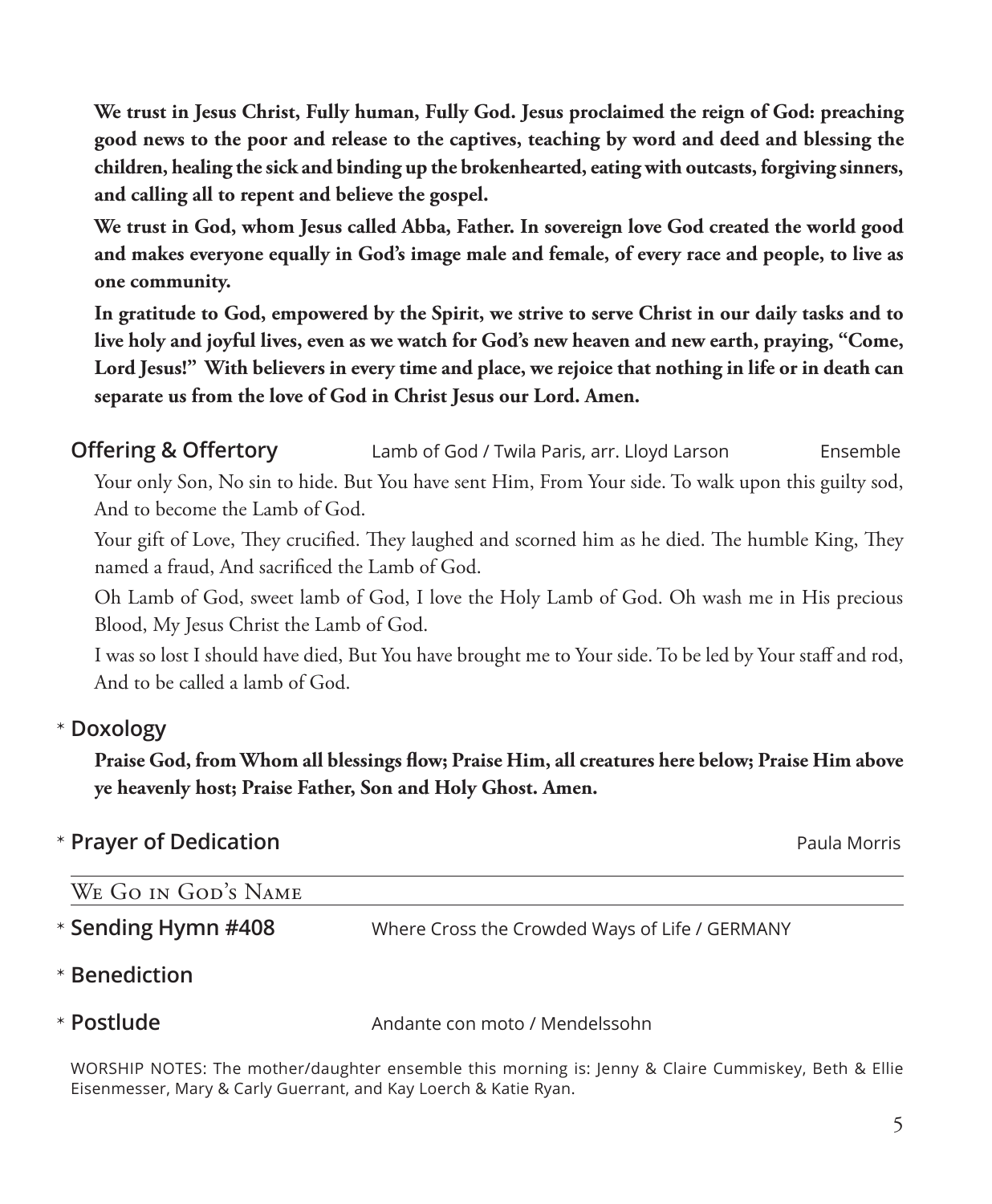**We trust in Jesus Christ, Fully human, Fully God. Jesus proclaimed the reign of God: preaching good news to the poor and release to the captives, teaching by word and deed and blessing the children, healing the sick and binding up the brokenhearted, eating with outcasts, forgiving sinners, and calling all to repent and believe the gospel.**

**We trust in God, whom Jesus called Abba, Father. In sovereign love God created the world good and makes everyone equally in God's image male and female, of every race and people, to live as one community.**

**In gratitude to God, empowered by the Spirit, we strive to serve Christ in our daily tasks and to live holy and joyful lives, even as we watch for God's new heaven and new earth, praying, "Come, Lord Jesus!" With believers in every time and place, we rejoice that nothing in life or in death can separate us from the love of God in Christ Jesus our Lord. Amen.**

**Offering & Offertory** Lamb of God / Twila Paris, arr. Lloyd Larson Ensemble

Your only Son, No sin to hide. But You have sent Him, From Your side. To walk upon this guilty sod, And to become the Lamb of God.

Your gift of Love, They crucified. They laughed and scorned him as he died. The humble King, They named a fraud, And sacrificed the Lamb of God.

Oh Lamb of God, sweet lamb of God, I love the Holy Lamb of God. Oh wash me in His precious Blood, My Jesus Christ the Lamb of God.

I was so lost I should have died, But You have brought me to Your side. To be led by Your staff and rod, And to be called a lamb of God.

\* **Doxology**

**Praise God, from Whom all blessings flow; Praise Him, all creatures here below; Praise Him above ye heavenly host; Praise Father, Son and Holy Ghost. Amen.**

\* **Prayer of Dedication** Paula Morris

## We Go in God's Name

\* **Sending Hymn #408** Where Cross the Crowded Ways of Life / GERMANY

\* **Benediction**

\* **Postlude** Andante con moto / Mendelssohn

WORSHIP NOTES: The mother/daughter ensemble this morning is: Jenny & Claire Cummiskey, Beth & Ellie Eisenmesser, Mary & Carly Guerrant, and Kay Loerch & Katie Ryan.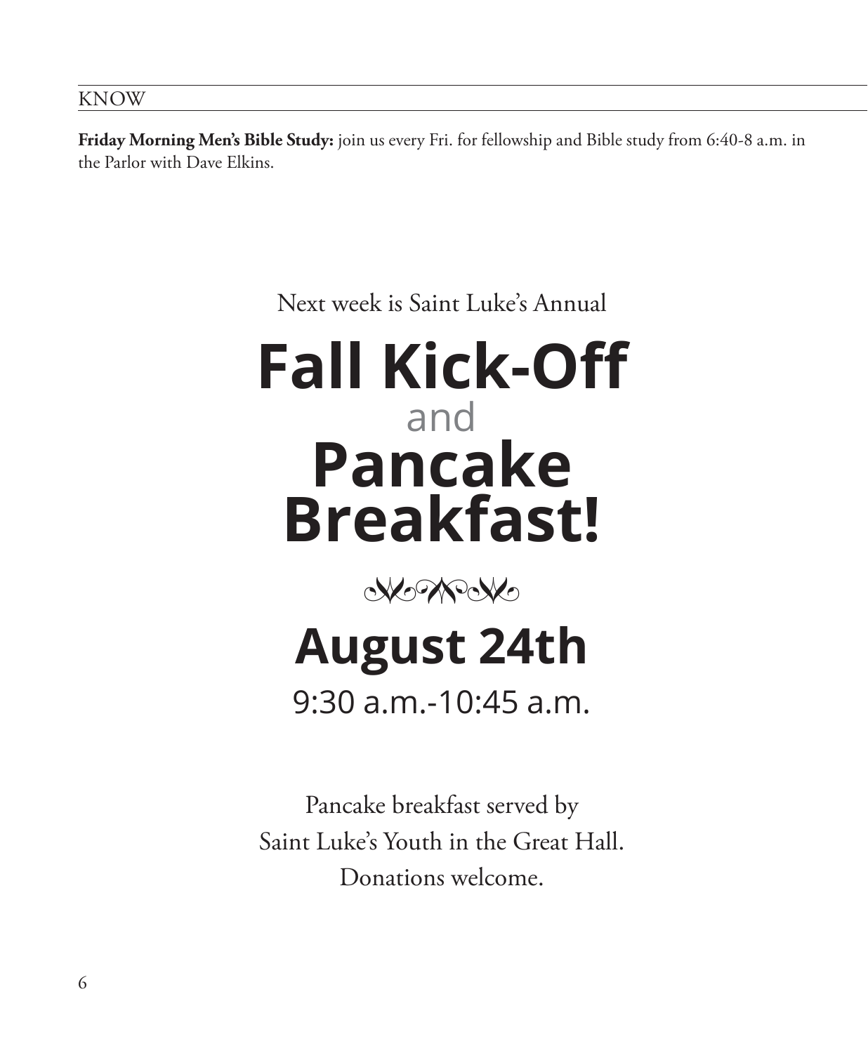## KNOW

**Friday Morning Men's Bible Study:** join us every Fri. for fellowship and Bible study from 6:40-8 a.m. in the Parlor with Dave Elkins.

Next week is Saint Luke's Annual

# Fall Kick-Off

and

# Pancake Breakfast!

# August 24th

9:30 a.m.-10:45 a.m.

Pancake breakfast served by
Saint Luke's Youth in the Great Hall.
Donations welcome.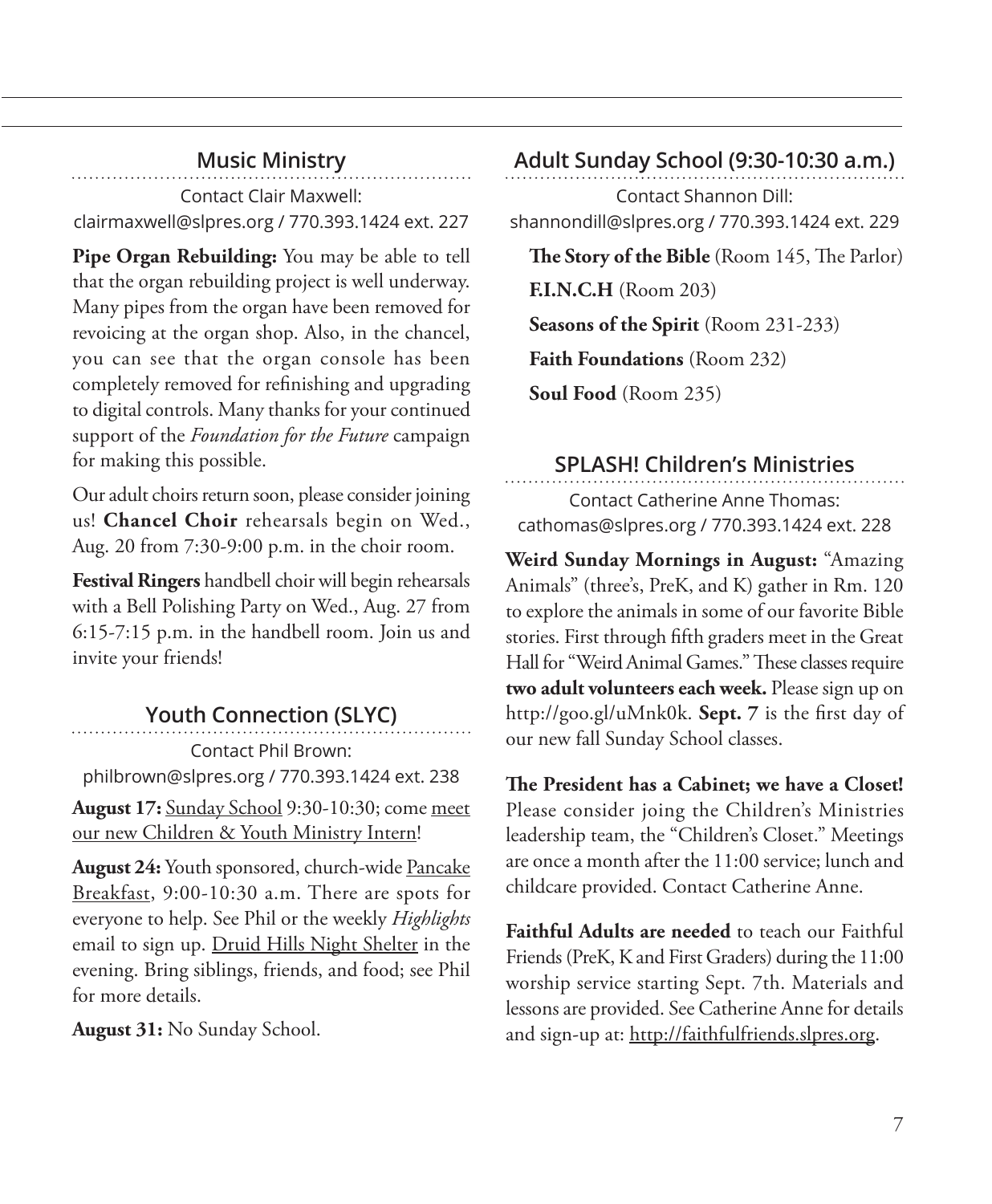## Music Ministry

Contact Clair Maxwell:
clairmaxwell@slpres.org / 770.393.1424 ext. 227

**Pipe Organ Rebuilding:** You may be able to tell that the organ rebuilding project is well underway. Many pipes from the organ have been removed for revoicing at the organ shop. Also, in the chancel, you can see that the organ console has been completely removed for refinishing and upgrading to digital controls. Many thanks for your continued support of the *Foundation for the Future* campaign for making this possible.

Our adult choirs return soon, please consider joining us! **Chancel Choir** rehearsals begin on Wed., Aug. 20 from 7:30-9:00 p.m. in the choir room.

**Festival Ringers** handbell choir will begin rehearsals with a Bell Polishing Party on Wed., Aug. 27 from 6:15-7:15 p.m. in the handbell room. Join us and invite your friends!

## Youth Connection (SLYC)

Contact Phil Brown:
philbrown@slpres.org / 770.393.1424 ext. 238

**August 17:** Sunday School 9:30-10:30; come meet our new Children & Youth Ministry Intern!

**August 24:** Youth sponsored, church-wide Pancake Breakfast, 9:00-10:30 a.m. There are spots for everyone to help. See Phil or the weekly *Highlights* email to sign up. Druid Hills Night Shelter in the evening. Bring siblings, friends, and food; see Phil for more details.

**August 31:** No Sunday School.

## Adult Sunday School (9:30-10:30 a.m.)

Contact Shannon Dill:
shannondill@slpres.org / 770.393.1424 ext. 229

**The Story of the Bible** (Room 145, The Parlor)

**F.I.N.C.H** (Room 203)

**Seasons of the Spirit** (Room 231-233)

**Faith Foundations** (Room 232)

**Soul Food** (Room 235)

## SPLASH! Children's Ministries

Contact Catherine Anne Thomas:
cathomas@slpres.org / 770.393.1424 ext. 228

**Weird Sunday Mornings in August:** "Amazing Animals" (three's, PreK, and K) gather in Rm. 120 to explore the animals in some of our favorite Bible stories. First through fifth graders meet in the Great Hall for "Weird Animal Games." These classes require **two adult volunteers each week.** Please sign up on http://goo.gl/uMnk0k. **Sept. 7** is the first day of our new fall Sunday School classes.

**The President has a Cabinet; we have a Closet!** Please consider joing the Children's Ministries leadership team, the "Children's Closet." Meetings are once a month after the 11:00 service; lunch and childcare provided. Contact Catherine Anne.

**Faithful Adults are needed** to teach our Faithful Friends (PreK, K and First Graders) during the 11:00 worship service starting Sept. 7th. Materials and lessons are provided. See Catherine Anne for details and sign-up at: http://faithfulfriends.slpres.org.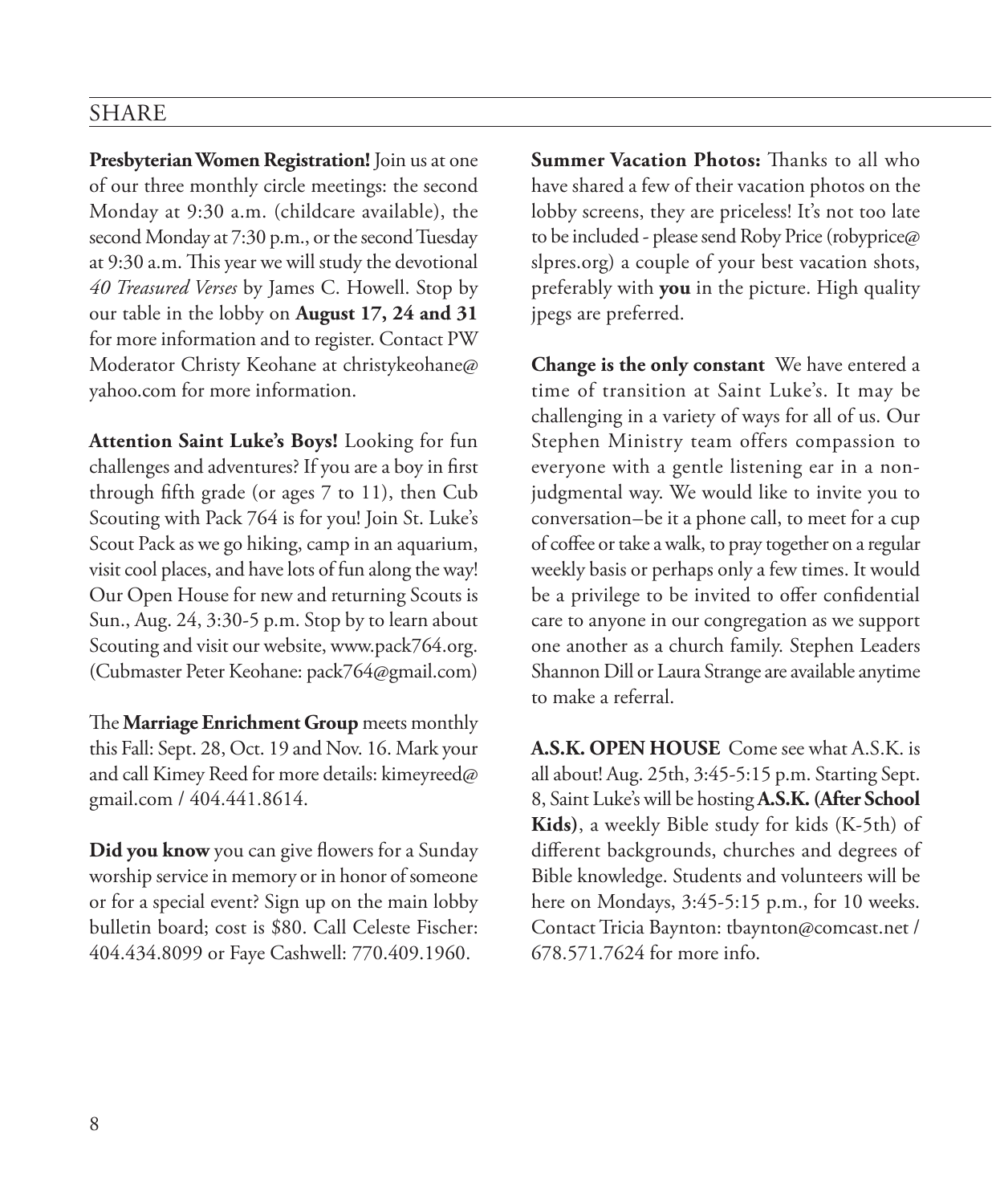## SHARE

**Presbyterian Women Registration!** Join us at one of our three monthly circle meetings: the second Monday at 9:30 a.m. (childcare available), the second Monday at 7:30 p.m., or the second Tuesday at 9:30 a.m. This year we will study the devotional *40 Treasured Verses* by James C. Howell. Stop by our table in the lobby on **August 17, 24 and 31** for more information and to register. Contact PW Moderator Christy Keohane at christykeohane@yahoo.com for more information.

**Attention Saint Luke's Boys!** Looking for fun challenges and adventures? If you are a boy in first through fifth grade (or ages 7 to 11), then Cub Scouting with Pack 764 is for you! Join St. Luke's Scout Pack as we go hiking, camp in an aquarium, visit cool places, and have lots of fun along the way! Our Open House for new and returning Scouts is Sun., Aug. 24, 3:30-5 p.m. Stop by to learn about Scouting and visit our website, www.pack764.org. (Cubmaster Peter Keohane: pack764@gmail.com)

The **Marriage Enrichment Group** meets monthly this Fall: Sept. 28, Oct. 19 and Nov. 16. Mark your and call Kimey Reed for more details: kimeyreed@gmail.com / 404.441.8614.

**Did you know** you can give flowers for a Sunday worship service in memory or in honor of someone or for a special event? Sign up on the main lobby bulletin board; cost is $80. Call Celeste Fischer: 404.434.8099 or Faye Cashwell: 770.409.1960.

**Summer Vacation Photos:** Thanks to all who have shared a few of their vacation photos on the lobby screens, they are priceless! It's not too late to be included - please send Roby Price (robyprice@slpres.org) a couple of your best vacation shots, preferably with **you** in the picture. High quality jpegs are preferred.

**Change is the only constant** We have entered a time of transition at Saint Luke's. It may be challenging in a variety of ways for all of us. Our Stephen Ministry team offers compassion to everyone with a gentle listening ear in a non-judgmental way. We would like to invite you to conversation–be it a phone call, to meet for a cup of coffee or take a walk, to pray together on a regular weekly basis or perhaps only a few times. It would be a privilege to be invited to offer confidential care to anyone in our congregation as we support one another as a church family. Stephen Leaders Shannon Dill or Laura Strange are available anytime to make a referral.

**A.S.K. OPEN HOUSE** Come see what A.S.K. is all about! Aug. 25th, 3:45-5:15 p.m. Starting Sept. 8, Saint Luke's will be hosting **A.S.K. (After School Kids)**, a weekly Bible study for kids (K-5th) of different backgrounds, churches and degrees of Bible knowledge. Students and volunteers will be here on Mondays, 3:45-5:15 p.m., for 10 weeks. Contact Tricia Baynton: tbaynton@comcast.net / 678.571.7624 for more info.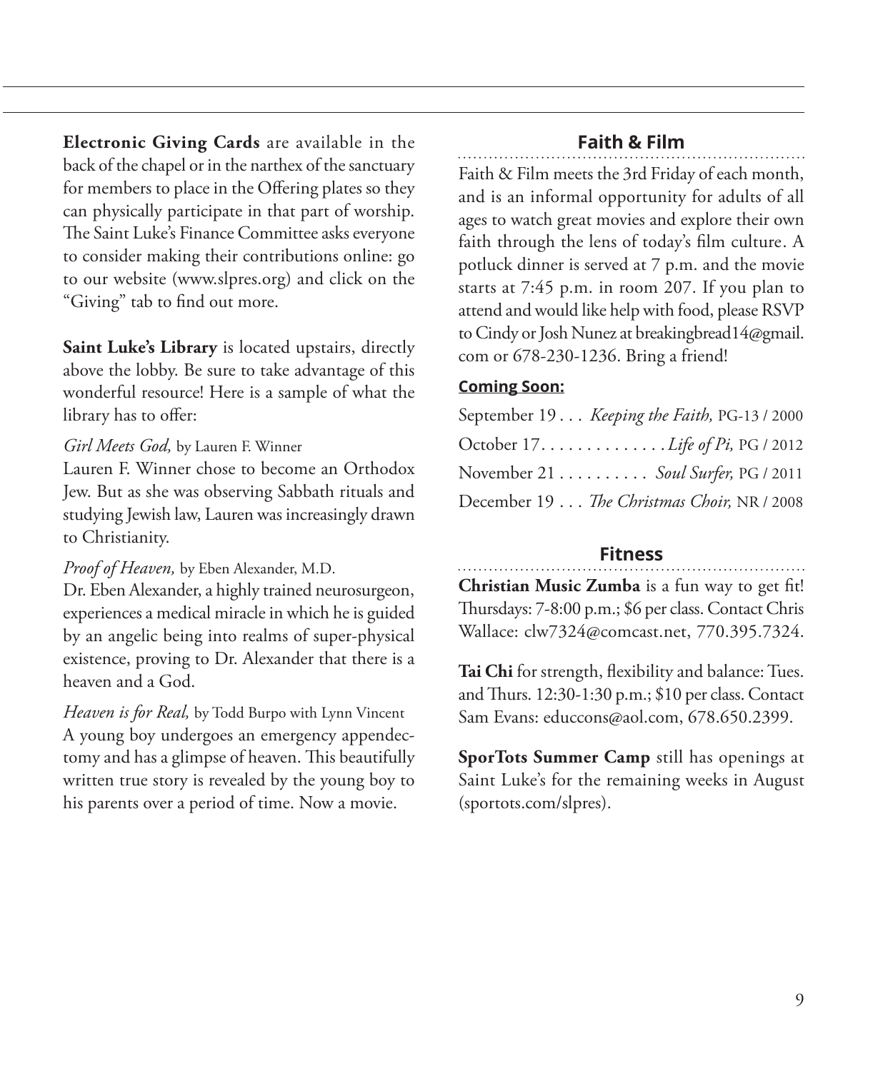**Electronic Giving Cards** are available in the back of the chapel or in the narthex of the sanctuary for members to place in the Offering plates so they can physically participate in that part of worship. The Saint Luke's Finance Committee asks everyone to consider making their contributions online: go to our website (www.slpres.org) and click on the "Giving" tab to find out more.

**Saint Luke's Library** is located upstairs, directly above the lobby. Be sure to take advantage of this wonderful resource! Here is a sample of what the library has to offer:

*Girl Meets God,* by Lauren F. Winner
Lauren F. Winner chose to become an Orthodox Jew. But as she was observing Sabbath rituals and studying Jewish law, Lauren was increasingly drawn to Christianity.

*Proof of Heaven,* by Eben Alexander, M.D.
Dr. Eben Alexander, a highly trained neurosurgeon, experiences a medical miracle in which he is guided by an angelic being into realms of super-physical existence, proving to Dr. Alexander that there is a heaven and a God.

*Heaven is for Real,* by Todd Burpo with Lynn Vincent
A young boy undergoes an emergency appendectomy and has a glimpse of heaven. This beautifully written true story is revealed by the young boy to his parents over a period of time. Now a movie.

## Faith & Film

Faith & Film meets the 3rd Friday of each month, and is an informal opportunity for adults of all ages to watch great movies and explore their own faith through the lens of today's film culture. A potluck dinner is served at 7 p.m. and the movie starts at 7:45 p.m. in room 207. If you plan to attend and would like help with food, please RSVP to Cindy or Josh Nunez at breakingbread14@gmail.com or 678-230-1236. Bring a friend!

**Coming Soon:**

September 19 . . . *Keeping the Faith,* PG-13 / 2000
October 17. . . . . . . . . . . . . *Life of Pi,* PG / 2012
November 21 . . . . . . . . . . *Soul Surfer,* PG / 2011
December 19 . . . *The Christmas Choir,* NR / 2008

## Fitness

**Christian Music Zumba** is a fun way to get fit! Thursdays: 7-8:00 p.m.; $6 per class. Contact Chris Wallace: clw7324@comcast.net, 770.395.7324.

**Tai Chi** for strength, flexibility and balance: Tues. and Thurs. 12:30-1:30 p.m.; $10 per class. Contact Sam Evans: educcons@aol.com, 678.650.2399.

**SporTots Summer Camp** still has openings at Saint Luke's for the remaining weeks in August (sportots.com/slpres).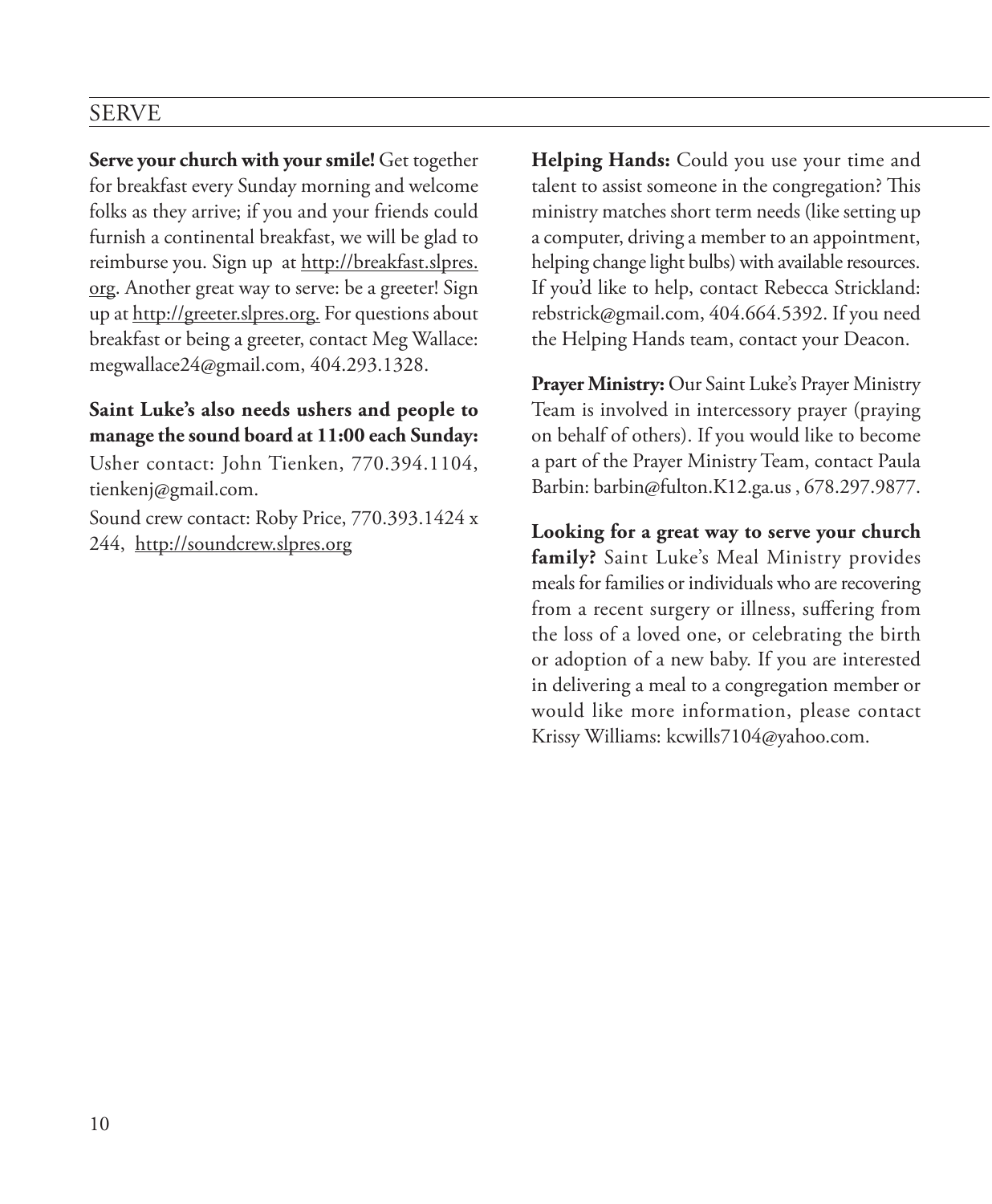## SERVE

**Serve your church with your smile!** Get together for breakfast every Sunday morning and welcome folks as they arrive; if you and your friends could furnish a continental breakfast, we will be glad to reimburse you. Sign up at http://breakfast.slpres.org. Another great way to serve: be a greeter! Sign up at http://greeter.slpres.org. For questions about breakfast or being a greeter, contact Meg Wallace: megwallace24@gmail.com, 404.293.1328.

**Saint Luke's also needs ushers and people to manage the sound board at 11:00 each Sunday:**

Usher contact: John Tienken, 770.394.1104, tienkenj@gmail.com.

Sound crew contact: Roby Price, 770.393.1424 x 244, http://soundcrew.slpres.org

**Helping Hands:** Could you use your time and talent to assist someone in the congregation? This ministry matches short term needs (like setting up a computer, driving a member to an appointment, helping change light bulbs) with available resources. If you'd like to help, contact Rebecca Strickland: rebstrick@gmail.com, 404.664.5392. If you need the Helping Hands team, contact your Deacon.

**Prayer Ministry:** Our Saint Luke's Prayer Ministry Team is involved in intercessory prayer (praying on behalf of others). If you would like to become a part of the Prayer Ministry Team, contact Paula Barbin: barbin@fulton.K12.ga.us , 678.297.9877.

**Looking for a great way to serve your church family?** Saint Luke's Meal Ministry provides meals for families or individuals who are recovering from a recent surgery or illness, suffering from the loss of a loved one, or celebrating the birth or adoption of a new baby. If you are interested in delivering a meal to a congregation member or would like more information, please contact Krissy Williams: kcwills7104@yahoo.com.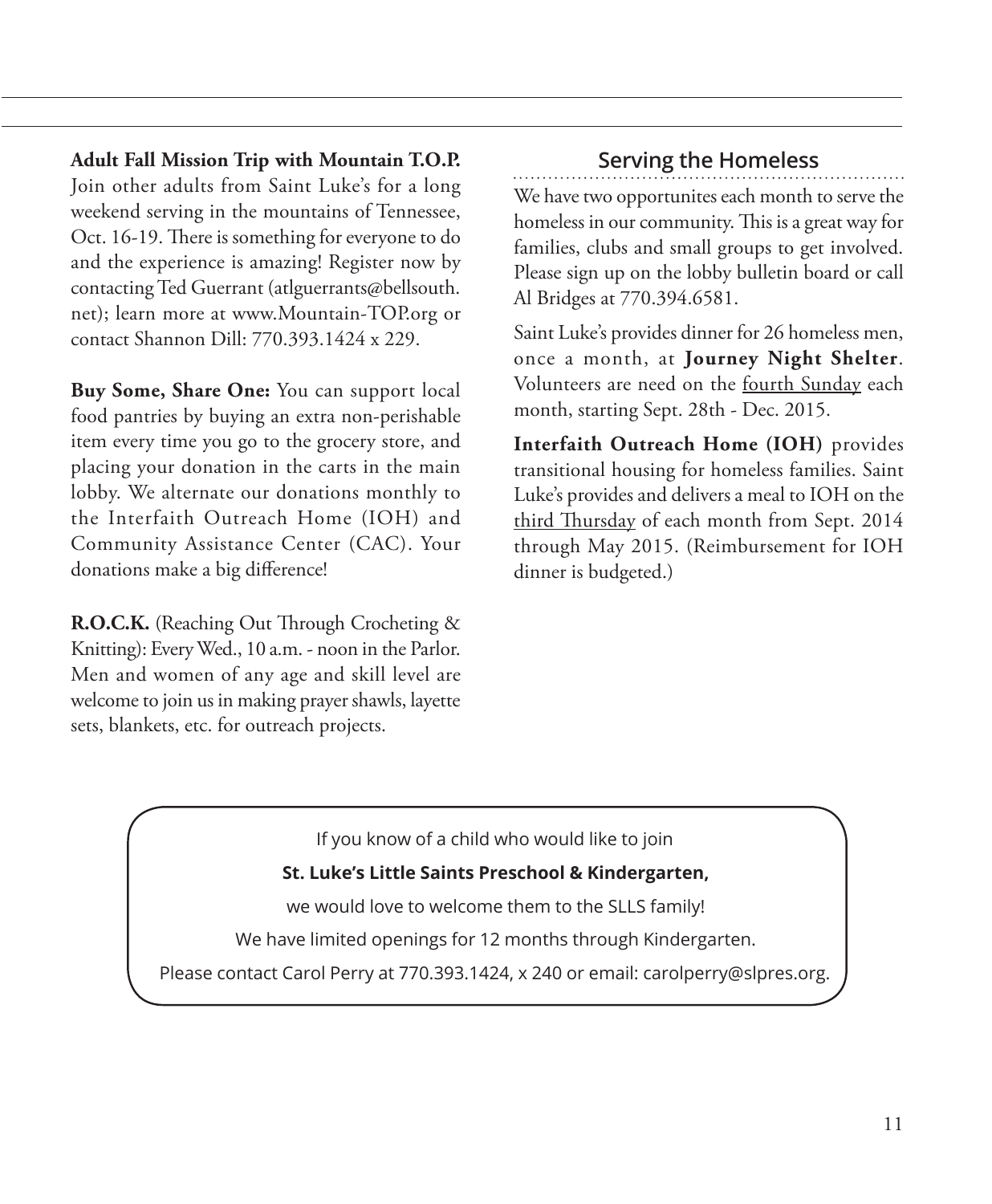**Adult Fall Mission Trip with Mountain T.O.P.** Join other adults from Saint Luke's for a long weekend serving in the mountains of Tennessee, Oct. 16-19. There is something for everyone to do and the experience is amazing! Register now by contacting Ted Guerrant (atlguerrants@bellsouth.net); learn more at www.Mountain-TOP.org or contact Shannon Dill: 770.393.1424 x 229.

**Buy Some, Share One:** You can support local food pantries by buying an extra non-perishable item every time you go to the grocery store, and placing your donation in the carts in the main lobby. We alternate our donations monthly to the Interfaith Outreach Home (IOH) and Community Assistance Center (CAC). Your donations make a big difference!

**R.O.C.K.** (Reaching Out Through Crocheting & Knitting): Every Wed., 10 a.m. - noon in the Parlor. Men and women of any age and skill level are welcome to join us in making prayer shawls, layette sets, blankets, etc. for outreach projects.

## Serving the Homeless

We have two opportunites each month to serve the homeless in our community. This is a great way for families, clubs and small groups to get involved. Please sign up on the lobby bulletin board or call Al Bridges at 770.394.6581.

Saint Luke's provides dinner for 26 homeless men, once a month, at **Journey Night Shelter**. Volunteers are need on the <u>fourth Sunday</u> each month, starting Sept. 28th - Dec. 2015.

**Interfaith Outreach Home (IOH)** provides transitional housing for homeless families. Saint Luke's provides and delivers a meal to IOH on the <u>third Thursday</u> of each month from Sept. 2014 through May 2015. (Reimbursement for IOH dinner is budgeted.)

If you know of a child who would like to join

**St. Luke's Little Saints Preschool & Kindergarten,**

we would love to welcome them to the SLLS family!

We have limited openings for 12 months through Kindergarten.

Please contact Carol Perry at 770.393.1424, x 240 or email: carolperry@slpres.org.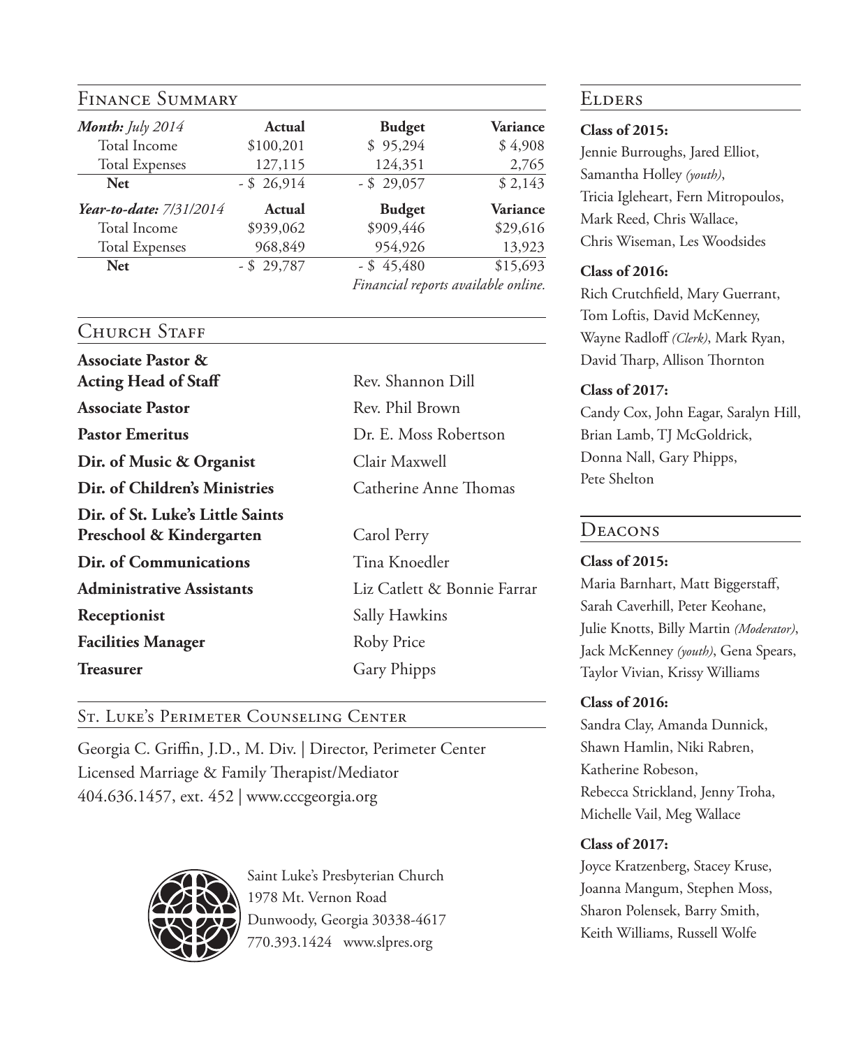## Finance Summary

| *Month: July 2014* | Actual | Budget | Variance |
|---|---|---|---|
| Total Income | \$100,201 | \$ 95,294 | \$ 4,908 |
| Total Expenses | 127,115 | 124,351 | 2,765 |
| **Net** | - \$ 26,914 | - \$ 29,057 | \$ 2,143 |
| ***Year-to-date:** 7/31/2014* | **Actual** | **Budget** | **Variance** |
| Total Income | \$939,062 | \$909,446 | \$29,616 |
| Total Expenses | 968,849 | 954,926 | 13,923 |
| **Net** | - \$ 29,787 | - \$ 45,480 | \$15,693 |

*Financial reports available online.*

## Church Staff

| | |
|---|---|
| **Associate Pastor & Acting Head of Staff** | Rev. Shannon Dill |
| **Associate Pastor** | Rev. Phil Brown |
| **Pastor Emeritus** | Dr. E. Moss Robertson |
| **Dir. of Music & Organist** | Clair Maxwell |
| **Dir. of Children's Ministries** | Catherine Anne Thomas |
| **Dir. of St. Luke's Little Saints Preschool & Kindergarten** | Carol Perry |
| **Dir. of Communications** | Tina Knoedler |
| **Administrative Assistants** | Liz Catlett & Bonnie Farrar |
| **Receptionist** | Sally Hawkins |
| **Facilities Manager** | Roby Price |
| **Treasurer** | Gary Phipps |

## St. Luke's Perimeter Counseling Center

Georgia C. Griffin, J.D., M. Div. | Director, Perimeter Center
Licensed Marriage & Family Therapist/Mediator
404.636.1457, ext. 452 | www.cccgeorgia.org

Saint Luke's Presbyterian Church
1978 Mt. Vernon Road
Dunwoody, Georgia 30338-4617
770.393.1424 www.slpres.org

## Elders

**Class of 2015:**
Jennie Burroughs, Jared Elliot, Samantha Holley *(youth)*, Tricia Igleheart, Fern Mitropoulos, Mark Reed, Chris Wallace, Chris Wiseman, Les Woodsides

**Class of 2016:**
Rich Crutchfield, Mary Guerrant, Tom Loftis, David McKenney, Wayne Radloff *(Clerk)*, Mark Ryan, David Tharp, Allison Thornton

**Class of 2017:**
Candy Cox, John Eagar, Saralyn Hill, Brian Lamb, TJ McGoldrick, Donna Nall, Gary Phipps, Pete Shelton

## Deacons

**Class of 2015:**
Maria Barnhart, Matt Biggerstaff, Sarah Caverhill, Peter Keohane, Julie Knotts, Billy Martin *(Moderator)*, Jack McKenney *(youth)*, Gena Spears, Taylor Vivian, Krissy Williams

**Class of 2016:**
Sandra Clay, Amanda Dunnick, Shawn Hamlin, Niki Rabren, Katherine Robeson, Rebecca Strickland, Jenny Troha, Michelle Vail, Meg Wallace

**Class of 2017:**
Joyce Kratzenberg, Stacey Kruse, Joanna Mangum, Stephen Moss, Sharon Polensek, Barry Smith, Keith Williams, Russell Wolfe